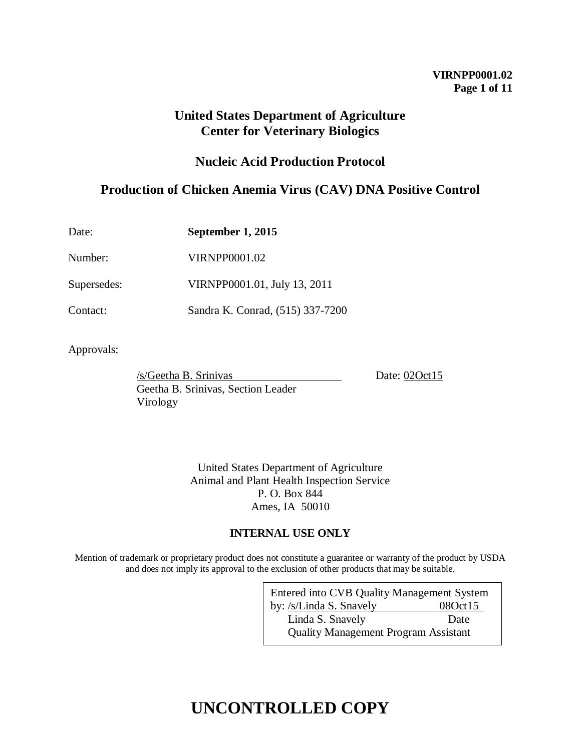**VIRNPP0001.02**

# United States Department of Agriculture
# Center for Veterinary Biologics

## Nucleic Acid Production Protocol

## Production of Chicken Anemia Virus (CAV) DNA Positive Control

Date: **September 1, 2015**

Number: VIRNPP0001.02

Supersedes: VIRNPP0001.01, July 13, 2011

Contact: Sandra K. Conrad, (515) 337-7200

Approvals:

/s/Geetha B. Srinivas Date: 02Oct15
Geetha B. Srinivas, Section Leader
Virology

United States Department of Agriculture
Animal and Plant Health Inspection Service
P. O. Box 844
Ames, IA 50010

**INTERNAL USE ONLY**

Mention of trademark or proprietary product does not constitute a guarantee or warranty of the product by USDA and does not imply its approval to the exclusion of other products that may be suitable.

Entered into CVB Quality Management System
by: /s/Linda S. Snavely 08Oct15
Linda S. Snavely Date
Quality Management Program Assistant

# UNCONTROLLED COPY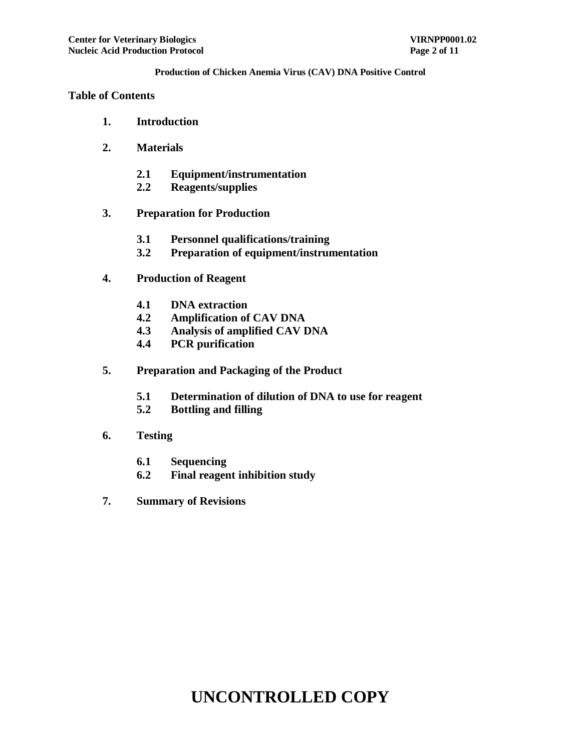**Production of Chicken Anemia Virus (CAV) DNA Positive Control**

## Table of Contents

1. **Introduction**
2. **Materials**
   - **2.1 Equipment/instrumentation**
   - **2.2 Reagents/supplies**
3. **Preparation for Production**
   - **3.1 Personnel qualifications/training**
   - **3.2 Preparation of equipment/instrumentation**
4. **Production of Reagent**
   - **4.1 DNA extraction**
   - **4.2 Amplification of CAV DNA**
   - **4.3 Analysis of amplified CAV DNA**
   - **4.4 PCR purification**
5. **Preparation and Packaging of the Product**
   - **5.1 Determination of dilution of DNA to use for reagent**
   - **5.2 Bottling and filling**
6. **Testing**
   - **6.1 Sequencing**
   - **6.2 Final reagent inhibition study**
7. **Summary of Revisions**

**UNCONTROLLED COPY**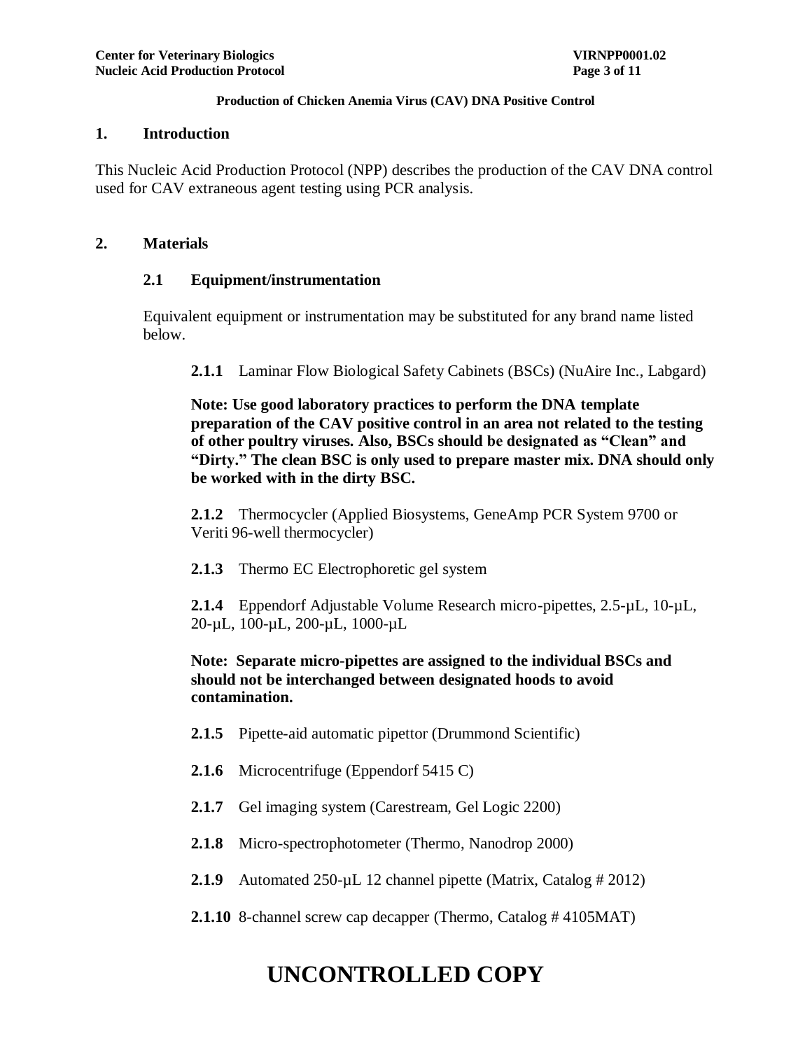**Production of Chicken Anemia Virus (CAV) DNA Positive Control**

## 1. Introduction

This Nucleic Acid Production Protocol (NPP) describes the production of the CAV DNA control used for CAV extraneous agent testing using PCR analysis.

## 2. Materials

### 2.1 Equipment/instrumentation

Equivalent equipment or instrumentation may be substituted for any brand name listed below.

**2.1.1** Laminar Flow Biological Safety Cabinets (BSCs) (NuAire Inc., Labgard)

**Note: Use good laboratory practices to perform the DNA template preparation of the CAV positive control in an area not related to the testing of other poultry viruses. Also, BSCs should be designated as "Clean" and "Dirty." The clean BSC is only used to prepare master mix. DNA should only be worked with in the dirty BSC.**

**2.1.2** Thermocycler (Applied Biosystems, GeneAmp PCR System 9700 or Veriti 96-well thermocycler)

**2.1.3** Thermo EC Electrophoretic gel system

**2.1.4** Eppendorf Adjustable Volume Research micro-pipettes, 2.5-µL, 10-µL, 20-µL, 100-µL, 200-µL, 1000-µL

**Note: Separate micro-pipettes are assigned to the individual BSCs and should not be interchanged between designated hoods to avoid contamination.**

**2.1.5** Pipette-aid automatic pipettor (Drummond Scientific)

**2.1.6** Microcentrifuge (Eppendorf 5415 C)

**2.1.7** Gel imaging system (Carestream, Gel Logic 2200)

**2.1.8** Micro-spectrophotometer (Thermo, Nanodrop 2000)

**2.1.9** Automated 250-µL 12 channel pipette (Matrix, Catalog # 2012)

**2.1.10** 8-channel screw cap decapper (Thermo, Catalog # 4105MAT)

# UNCONTROLLED COPY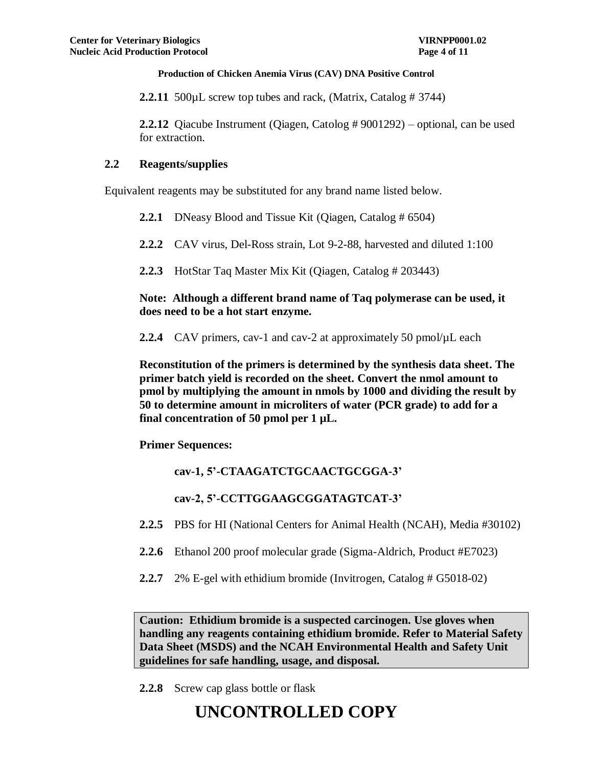**2.2.11** 500µL screw top tubes and rack, (Matrix, Catalog # 3744)

**2.2.12** Qiacube Instrument (Qiagen, Catolog # 9001292) – optional, can be used for extraction.

## 2.2 Reagents/supplies

Equivalent reagents may be substituted for any brand name listed below.

**2.2.1** DNeasy Blood and Tissue Kit (Qiagen, Catalog # 6504)

**2.2.2** CAV virus, Del-Ross strain, Lot 9-2-88, harvested and diluted 1:100

**2.2.3** HotStar Taq Master Mix Kit (Qiagen, Catalog # 203443)

**Note: Although a different brand name of Taq polymerase can be used, it does need to be a hot start enzyme.**

**2.2.4** CAV primers, cav-1 and cav-2 at approximately 50 pmol/µL each

**Reconstitution of the primers is determined by the synthesis data sheet. The primer batch yield is recorded on the sheet. Convert the nmol amount to pmol by multiplying the amount in nmols by 1000 and dividing the result by 50 to determine amount in microliters of water (PCR grade) to add for a final concentration of 50 pmol per 1 µL.**

**Primer Sequences:**

**cav-1, 5'-CTAAGATCTGCAACTGCGGA-3'**

**cav-2, 5'-CCTTGGAAGCGGATAGTCAT-3'**

**2.2.5** PBS for HI (National Centers for Animal Health (NCAH), Media #30102)

**2.2.6** Ethanol 200 proof molecular grade (Sigma-Aldrich, Product #E7023)

**2.2.7** 2% E-gel with ethidium bromide (Invitrogen, Catalog # G5018-02)

**Caution: Ethidium bromide is a suspected carcinogen. Use gloves when handling any reagents containing ethidium bromide. Refer to Material Safety Data Sheet (MSDS) and the NCAH Environmental Health and Safety Unit guidelines for safe handling, usage, and disposal.**

**2.2.8** Screw cap glass bottle or flask

# UNCONTROLLED COPY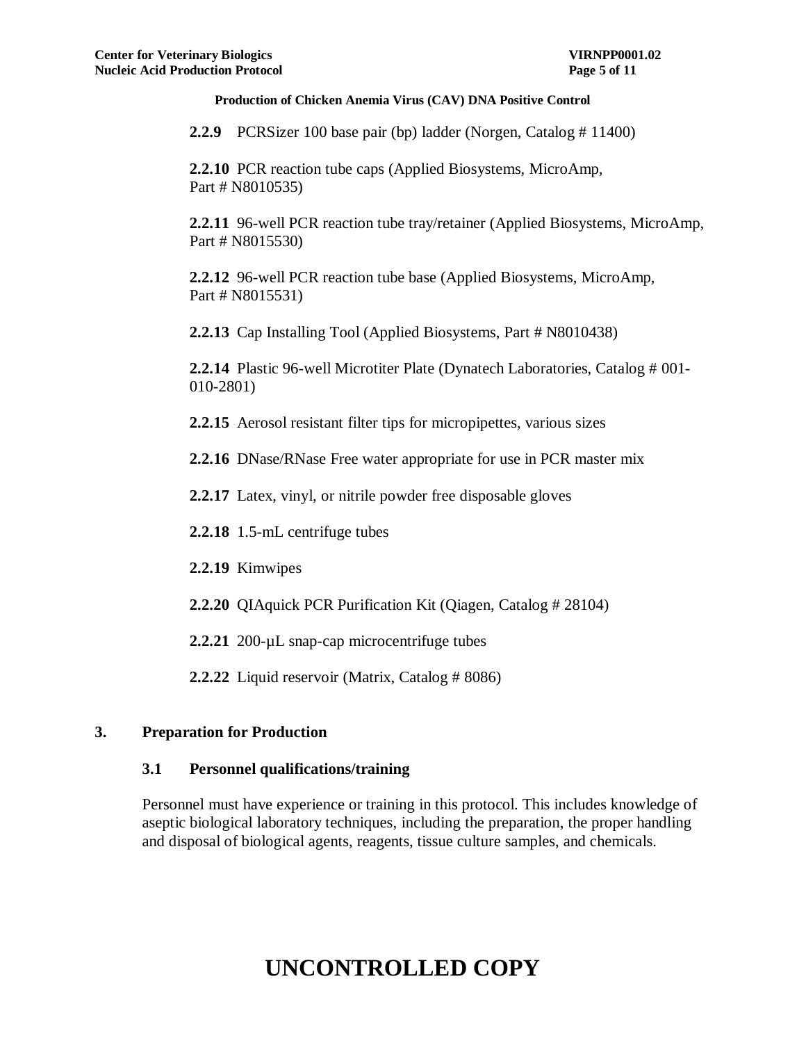**2.2.9** PCRSizer 100 base pair (bp) ladder (Norgen, Catalog # 11400)

**2.2.10** PCR reaction tube caps (Applied Biosystems, MicroAmp, Part # N8010535)

**2.2.11** 96-well PCR reaction tube tray/retainer (Applied Biosystems, MicroAmp, Part # N8015530)

**2.2.12** 96-well PCR reaction tube base (Applied Biosystems, MicroAmp, Part # N8015531)

**2.2.13** Cap Installing Tool (Applied Biosystems, Part # N8010438)

**2.2.14** Plastic 96-well Microtiter Plate (Dynatech Laboratories, Catalog # 001-010-2801)

**2.2.15** Aerosol resistant filter tips for micropipettes, various sizes

**2.2.16** DNase/RNase Free water appropriate for use in PCR master mix

**2.2.17** Latex, vinyl, or nitrile powder free disposable gloves

**2.2.18** 1.5-mL centrifuge tubes

**2.2.19** Kimwipes

**2.2.20** QIAquick PCR Purification Kit (Qiagen, Catalog # 28104)

**2.2.21** 200-µL snap-cap microcentrifuge tubes

**2.2.22** Liquid reservoir (Matrix, Catalog # 8086)

## 3. Preparation for Production

### 3.1 Personnel qualifications/training

Personnel must have experience or training in this protocol. This includes knowledge of aseptic biological laboratory techniques, including the preparation, the proper handling and disposal of biological agents, reagents, tissue culture samples, and chemicals.

# UNCONTROLLED COPY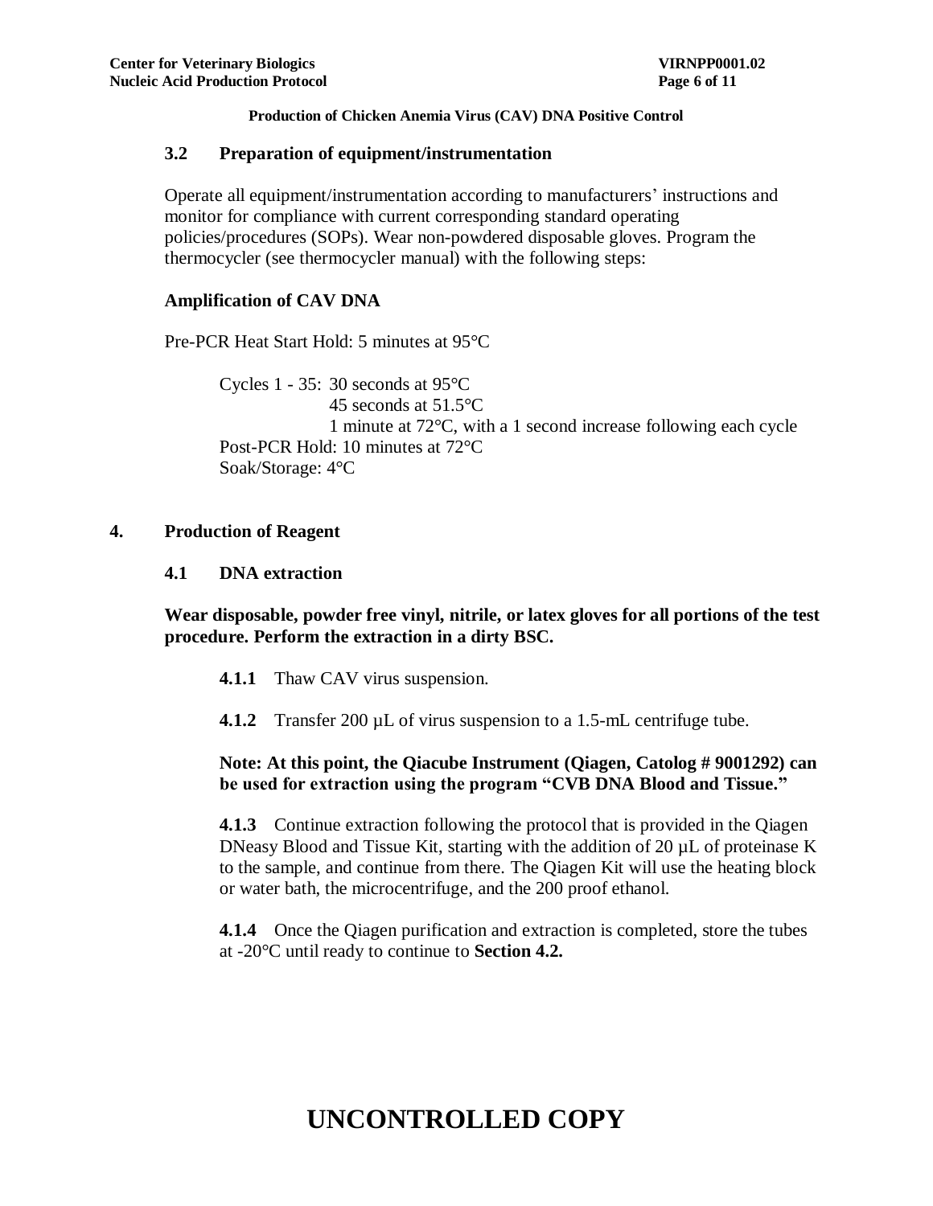### 3.2 Preparation of equipment/instrumentation

Operate all equipment/instrumentation according to manufacturers' instructions and monitor for compliance with current corresponding standard operating policies/procedures (SOPs). Wear non-powdered disposable gloves. Program the thermocycler (see thermocycler manual) with the following steps:

**Amplification of CAV DNA**

Pre-PCR Heat Start Hold: 5 minutes at 95°C

Cycles 1 - 35: 30 seconds at 95°C
45 seconds at 51.5°C
1 minute at 72°C, with a 1 second increase following each cycle

Post-PCR Hold: 10 minutes at 72°C

Soak/Storage: 4°C

## 4. Production of Reagent

### 4.1 DNA extraction

**Wear disposable, powder free vinyl, nitrile, or latex gloves for all portions of the test procedure. Perform the extraction in a dirty BSC.**

**4.1.1** Thaw CAV virus suspension.

**4.1.2** Transfer 200 µL of virus suspension to a 1.5-mL centrifuge tube.

**Note: At this point, the Qiacube Instrument (Qiagen, Catolog # 9001292) can be used for extraction using the program "CVB DNA Blood and Tissue."**

**4.1.3** Continue extraction following the protocol that is provided in the Qiagen DNeasy Blood and Tissue Kit, starting with the addition of 20 µL of proteinase K to the sample, and continue from there. The Qiagen Kit will use the heating block or water bath, the microcentrifuge, and the 200 proof ethanol.

**4.1.4** Once the Qiagen purification and extraction is completed, store the tubes at -20°C until ready to continue to **Section 4.2.**

# UNCONTROLLED COPY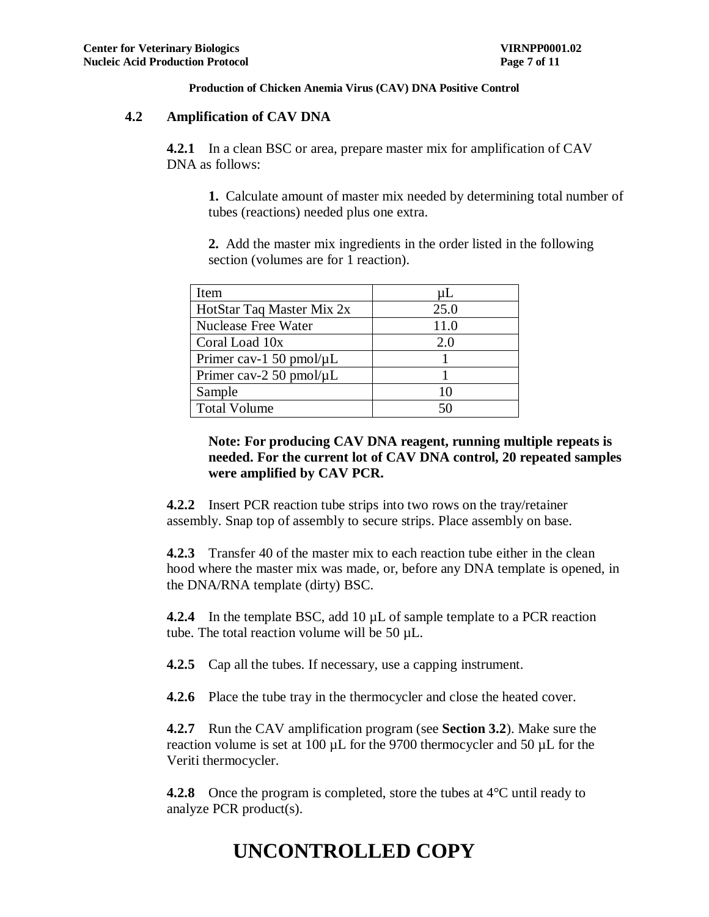**Production of Chicken Anemia Virus (CAV) DNA Positive Control**

## 4.2 Amplification of CAV DNA

**4.2.1** In a clean BSC or area, prepare master mix for amplification of CAV DNA as follows:

**1.** Calculate amount of master mix needed by determining total number of tubes (reactions) needed plus one extra.

**2.** Add the master mix ingredients in the order listed in the following section (volumes are for 1 reaction).

| Item | µL |
|---|---|
| HotStar Taq Master Mix 2x | 25.0 |
| Nuclease Free Water | 11.0 |
| Coral Load 10x | 2.0 |
| Primer cav-1 50 pmol/µL | 1 |
| Primer cav-2 50 pmol/µL | 1 |
| Sample | 10 |
| Total Volume | 50 |

**Note: For producing CAV DNA reagent, running multiple repeats is needed. For the current lot of CAV DNA control, 20 repeated samples were amplified by CAV PCR.**

**4.2.2** Insert PCR reaction tube strips into two rows on the tray/retainer assembly. Snap top of assembly to secure strips. Place assembly on base.

**4.2.3** Transfer 40 of the master mix to each reaction tube either in the clean hood where the master mix was made, or, before any DNA template is opened, in the DNA/RNA template (dirty) BSC.

**4.2.4** In the template BSC, add 10 µL of sample template to a PCR reaction tube. The total reaction volume will be 50 µL.

**4.2.5** Cap all the tubes. If necessary, use a capping instrument.

**4.2.6** Place the tube tray in the thermocycler and close the heated cover.

**4.2.7** Run the CAV amplification program (see **Section 3.2**). Make sure the reaction volume is set at 100 µL for the 9700 thermocycler and 50 µL for the Veriti thermocycler.

**4.2.8** Once the program is completed, store the tubes at 4°C until ready to analyze PCR product(s).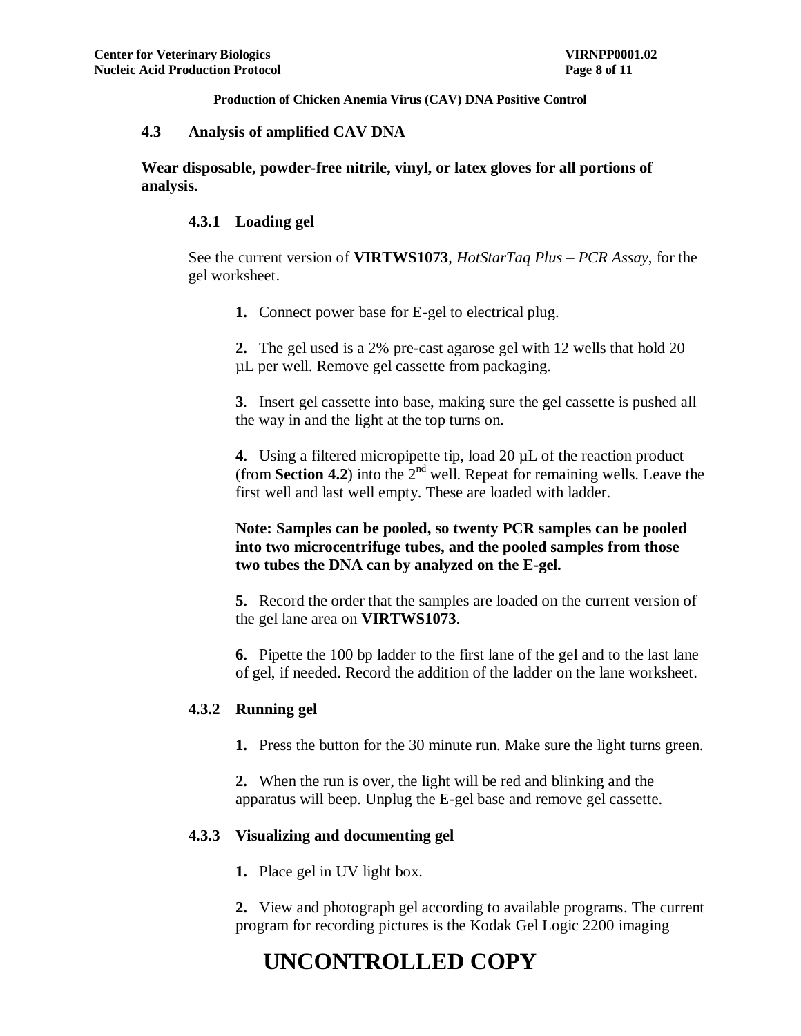**Production of Chicken Anemia Virus (CAV) DNA Positive Control**

## 4.3 Analysis of amplified CAV DNA

**Wear disposable, powder-free nitrile, vinyl, or latex gloves for all portions of analysis.**

### 4.3.1 Loading gel

See the current version of **VIRTWS1073**, *HotStarTaq Plus – PCR Assay*, for the gel worksheet.

**1.** Connect power base for E-gel to electrical plug.

**2.** The gel used is a 2% pre-cast agarose gel with 12 wells that hold 20 µL per well. Remove gel cassette from packaging.

**3**. Insert gel cassette into base, making sure the gel cassette is pushed all the way in and the light at the top turns on.

**4.** Using a filtered micropipette tip, load 20 µL of the reaction product (from **Section 4.2**) into the 2$^{nd}$ well. Repeat for remaining wells. Leave the first well and last well empty. These are loaded with ladder.

**Note: Samples can be pooled, so twenty PCR samples can be pooled into two microcentrifuge tubes, and the pooled samples from those two tubes the DNA can by analyzed on the E-gel.**

**5.** Record the order that the samples are loaded on the current version of the gel lane area on **VIRTWS1073**.

**6.** Pipette the 100 bp ladder to the first lane of the gel and to the last lane of gel, if needed. Record the addition of the ladder on the lane worksheet.

### 4.3.2 Running gel

**1.** Press the button for the 30 minute run. Make sure the light turns green.

**2.** When the run is over, the light will be red and blinking and the apparatus will beep. Unplug the E-gel base and remove gel cassette.

### 4.3.3 Visualizing and documenting gel

**1.** Place gel in UV light box.

**2.** View and photograph gel according to available programs. The current program for recording pictures is the Kodak Gel Logic 2200 imaging

**UNCONTROLLED COPY**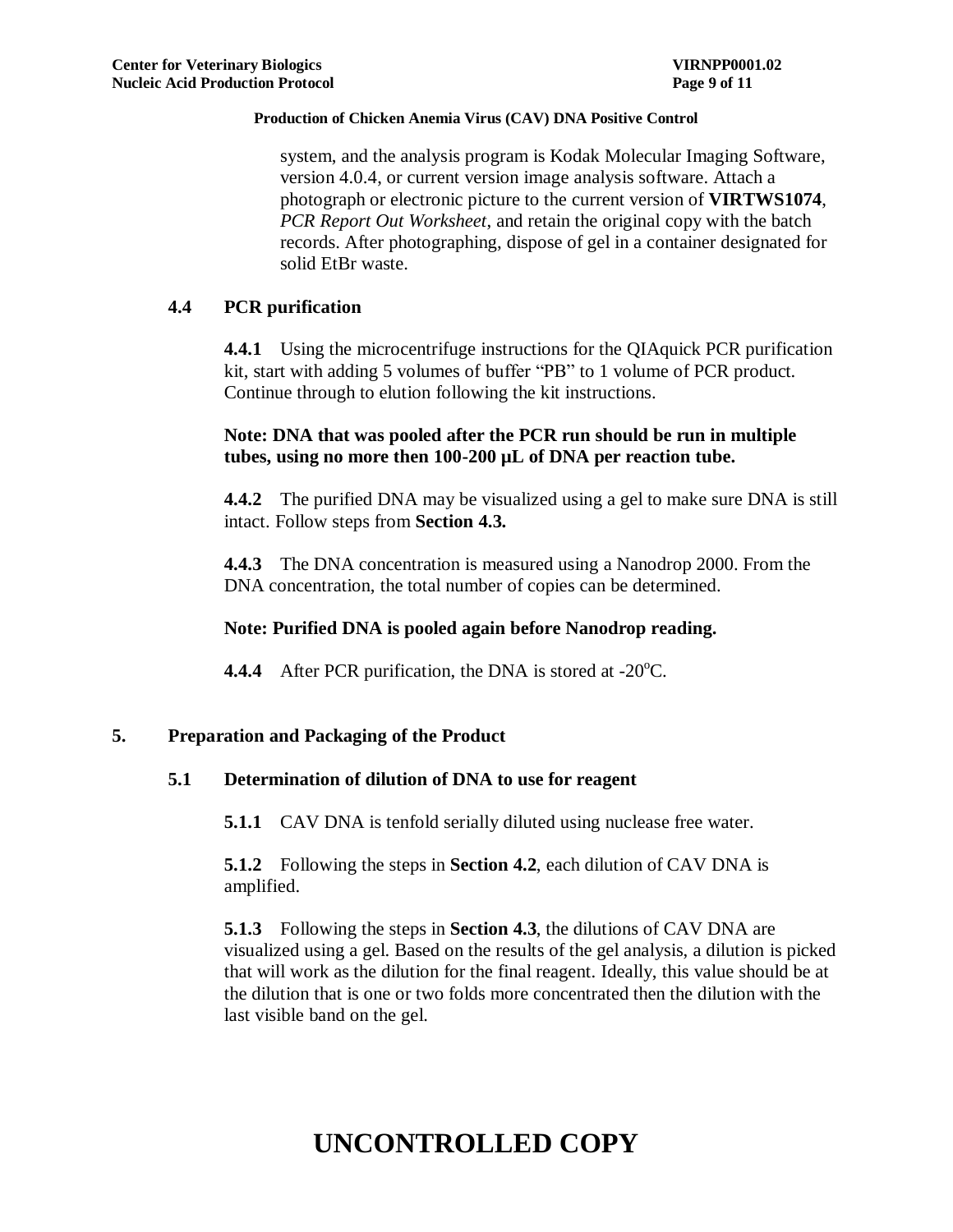system, and the analysis program is Kodak Molecular Imaging Software, version 4.0.4, or current version image analysis software. Attach a photograph or electronic picture to the current version of **VIRTWS1074**, *PCR Report Out Worksheet*, and retain the original copy with the batch records. After photographing, dispose of gel in a container designated for solid EtBr waste.

### 4.4 PCR purification

**4.4.1** Using the microcentrifuge instructions for the QIAquick PCR purification kit, start with adding 5 volumes of buffer "PB" to 1 volume of PCR product. Continue through to elution following the kit instructions.

**Note: DNA that was pooled after the PCR run should be run in multiple tubes, using no more then 100-200 µL of DNA per reaction tube.**

**4.4.2** The purified DNA may be visualized using a gel to make sure DNA is still intact. Follow steps from **Section 4.3.**

**4.4.3** The DNA concentration is measured using a Nanodrop 2000. From the DNA concentration, the total number of copies can be determined.

**Note: Purified DNA is pooled again before Nanodrop reading.**

**4.4.4** After PCR purification, the DNA is stored at -20°C.

## 5. Preparation and Packaging of the Product

### 5.1 Determination of dilution of DNA to use for reagent

**5.1.1** CAV DNA is tenfold serially diluted using nuclease free water.

**5.1.2** Following the steps in **Section 4.2**, each dilution of CAV DNA is amplified.

**5.1.3** Following the steps in **Section 4.3**, the dilutions of CAV DNA are visualized using a gel. Based on the results of the gel analysis, a dilution is picked that will work as the dilution for the final reagent. Ideally, this value should be at the dilution that is one or two folds more concentrated then the dilution with the last visible band on the gel.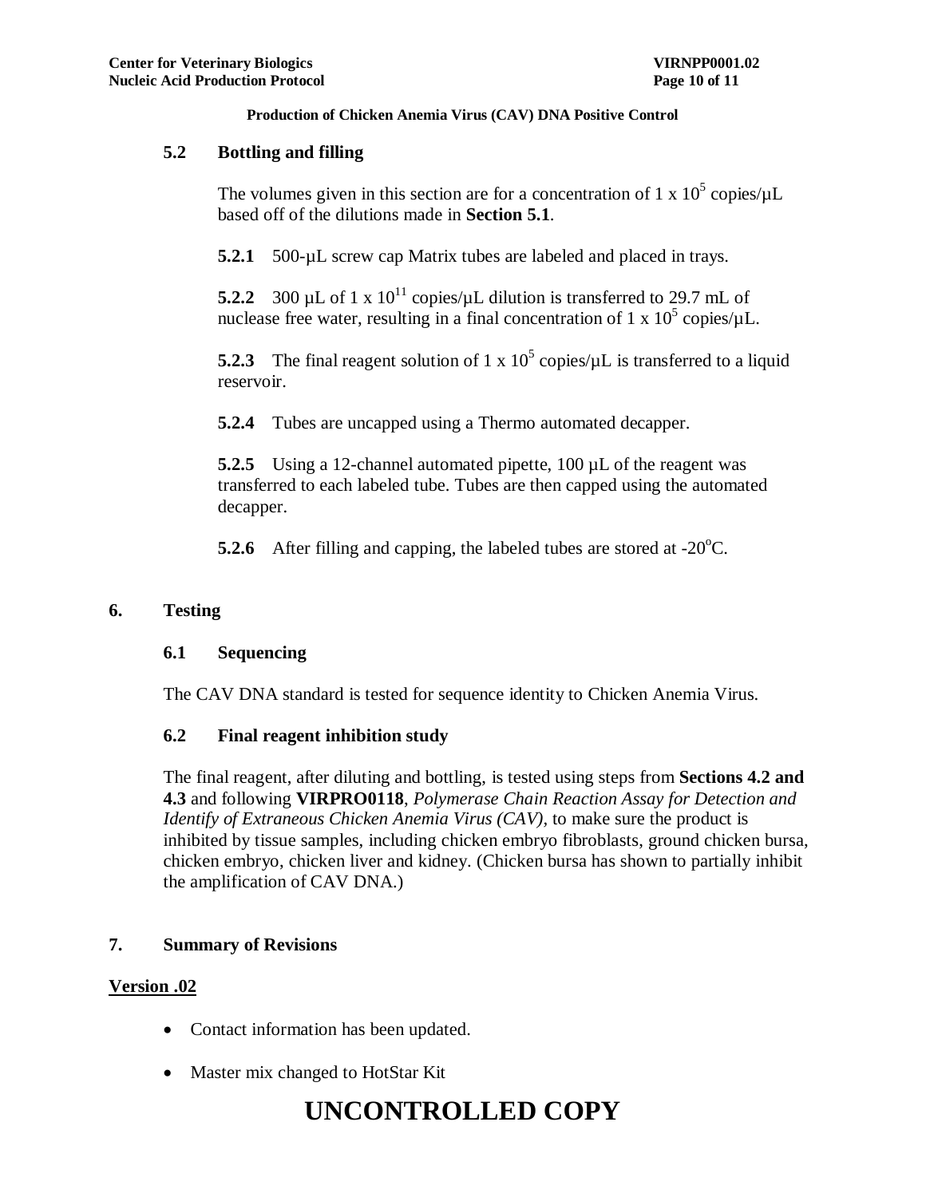**Production of Chicken Anemia Virus (CAV) DNA Positive Control**

### 5.2 Bottling and filling

The volumes given in this section are for a concentration of $1 \times 10^5$ copies/µL based off of the dilutions made in **Section 5.1**.

**5.2.1** 500-µL screw cap Matrix tubes are labeled and placed in trays.

**5.2.2** 300 µL of $1 \times 10^{11}$ copies/µL dilution is transferred to 29.7 mL of nuclease free water, resulting in a final concentration of $1 \times 10^5$ copies/µL.

**5.2.3** The final reagent solution of $1 \times 10^5$ copies/µL is transferred to a liquid reservoir.

**5.2.4** Tubes are uncapped using a Thermo automated decapper.

**5.2.5** Using a 12-channel automated pipette, 100 µL of the reagent was transferred to each labeled tube. Tubes are then capped using the automated decapper.

**5.2.6** After filling and capping, the labeled tubes are stored at -20°C.

## 6. Testing

### 6.1 Sequencing

The CAV DNA standard is tested for sequence identity to Chicken Anemia Virus.

### 6.2 Final reagent inhibition study

The final reagent, after diluting and bottling, is tested using steps from **Sections 4.2 and 4.3** and following **VIRPRO0118**, *Polymerase Chain Reaction Assay for Detection and Identify of Extraneous Chicken Anemia Virus (CAV)*, to make sure the product is inhibited by tissue samples, including chicken embryo fibroblasts, ground chicken bursa, chicken embryo, chicken liver and kidney. (Chicken bursa has shown to partially inhibit the amplification of CAV DNA.)

## 7. Summary of Revisions

**Version .02**

- Contact information has been updated.
- Master mix changed to HotStar Kit

# UNCONTROLLED COPY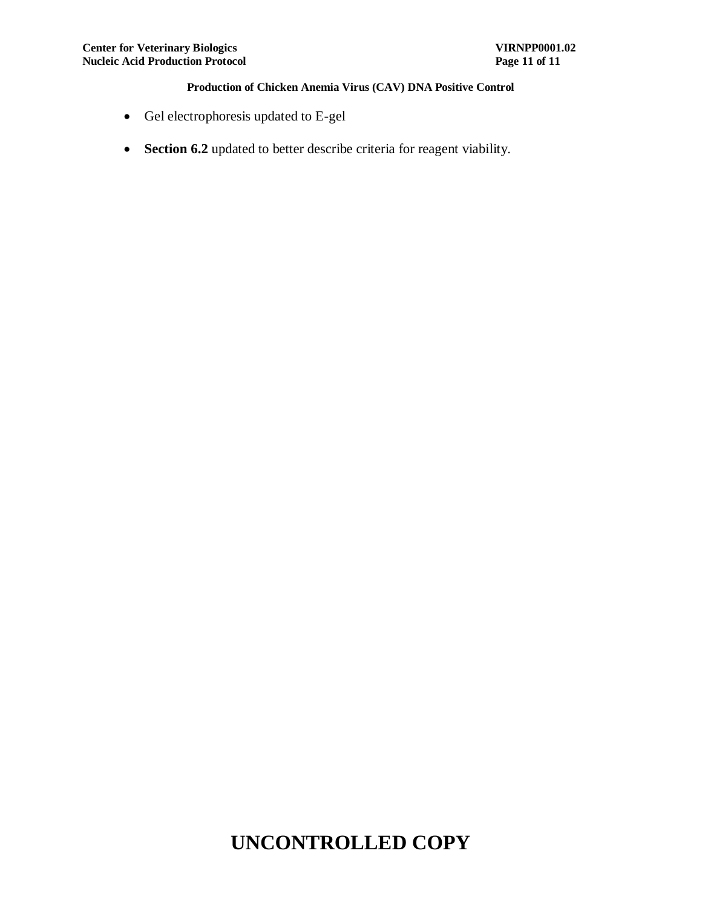- Gel electrophoresis updated to E-gel
- **Section 6.2** updated to better describe criteria for reagent viability.

**UNCONTROLLED COPY**